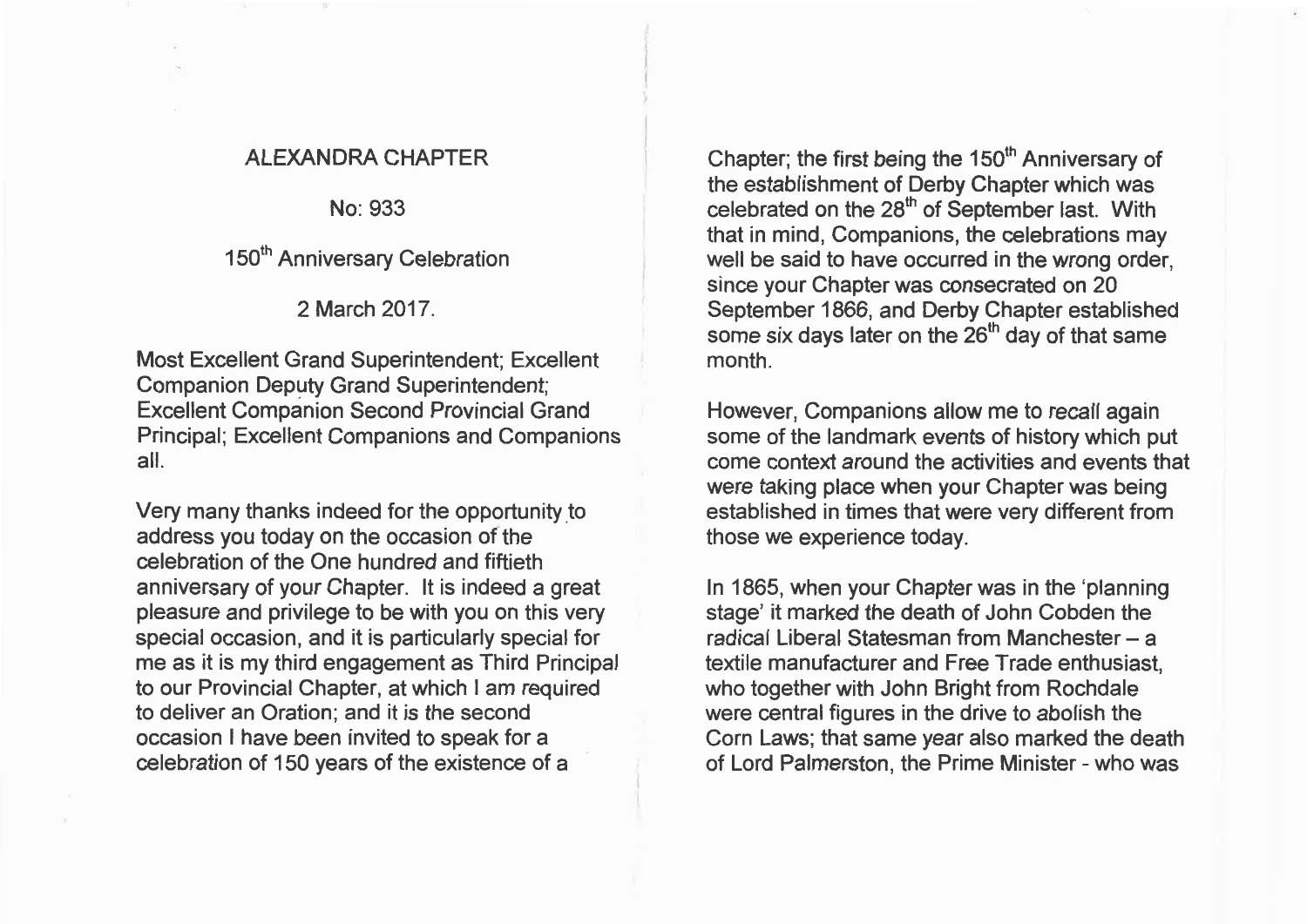# ALEXANDRA CHAPTER

## No: 933

## 150th Anniversary Celebration

## 2 March 2017.

Most Excellent Grand Superintendent; Excellent Companion Deputy Grand Superintendent; Excellent Companion Second Provincial Grand Principal; Excellent Companions and Companions all.

Very many thanks indeed for the opportunity to address you today on the occasion of the celebration of the One hundred and fiftieth anniversary of your Chapter. It is indeed a great pleasure and privilege to be with you on this very special occasion, and it is particularly special for me as it is my third engagement as Third Principal to our Provincial Chapter, at which I am required to deliver an Oration; and it is the second occasion I have been invited to speak for a celebration of 150 years of the existence of a Chapter; the first being the 150th Anniversary of the establishment of Derby Chapter which was celebrated on the 28th of September last. With that in mind, Companions, the celebrations may well be said to have occurred in the wrong order, since your Chapter was consecrated on 20 September 1866, and Derby Chapter established some six days later on the 26th day of that same month.

However, Companions allow me to recall again some of the landmark events of history which put come context around the activities and events that were taking place when your Chapter was being established in times that were very different from those we experience today.

In 1865, when your Chapter was in the 'planning stage' it marked the death of John Cobden the radical Liberal Statesman from Manchester – a textile manufacturer and Free Trade enthusiast, who together with John Bright from Rochdale were central figures in the drive to abolish the Corn Laws; that same year also marked the death of Lord Palmerston, the Prime Minister - who was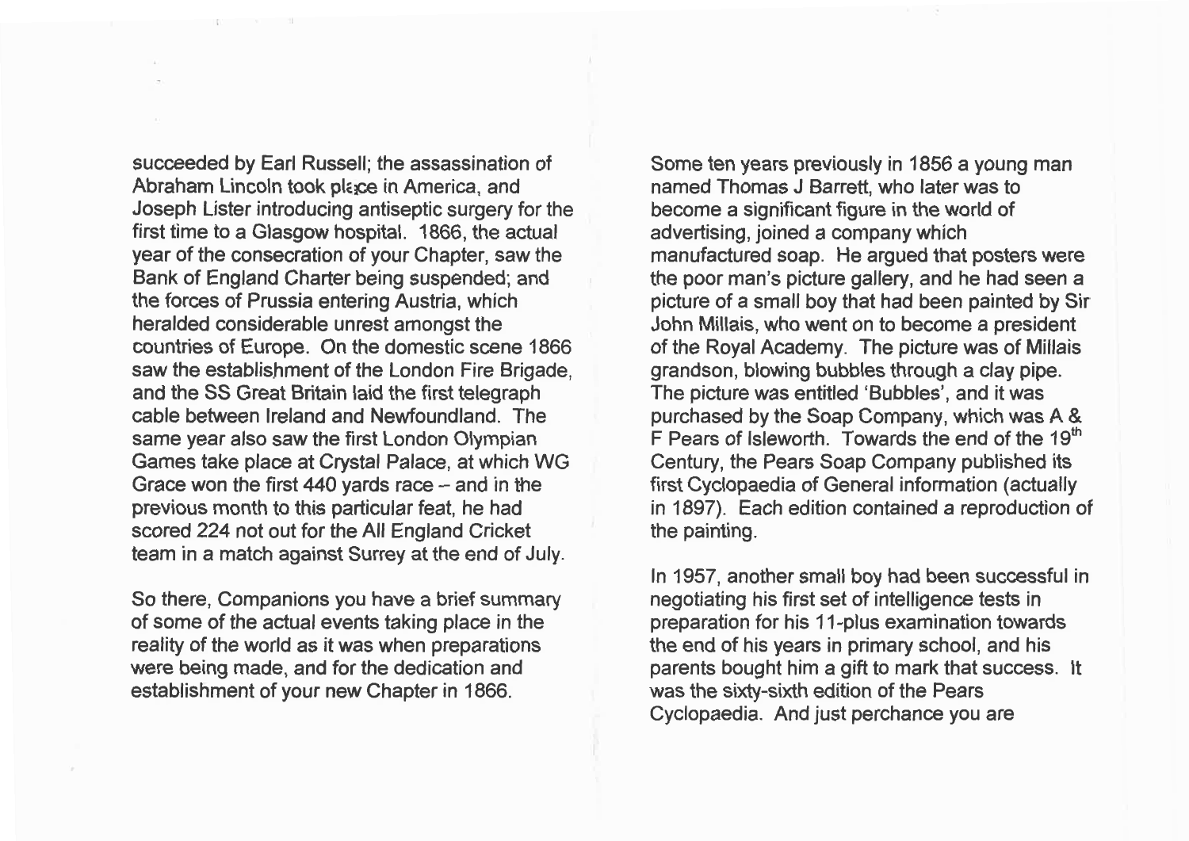succeeded by Earl Russell; the assassination of Abraham Lincoln took place in America, and Joseph Lister introducing antiseptic surgery for the first time to a Glasgow hospital. 1866, the actual year of the consecration of your Chapter, saw the Bank of England Charter being suspended; and the forces of Prussia entering Austria, which heralded considerable unrest amongst the countries of Europe. On the domestic scene 1866 saw the establishment of the London Fire Brigade, and the SS Great Britain laid the first telegraph cable between Ireland and Newfoundland. The same year also saw the first London Olympian Games take place at Crystal Palace, at which WG Grace won the first 440 yards race – and in the previous month to this particular feat, he had scored 224 not out for the All England Cricket team in a match against Surrey at the end of July.

So there, Companions you have a brief summary of some of the actual events taking place in the reality of the world as it was when preparations were being made, and for the dedication and establishment of your new Chapter in 1866.

Some ten years previously in 1856 a young man named Thomas J Barrett, who later was to become a significant figure in the world of advertising, joined a company which manufactured soap. He argued that posters were the poor man's picture gallery, and he had seen a picture of a small boy that had been painted by Sir John Millais, who went on to become a president of the Royal Academy. The picture was of Millais grandson, blowing bubbles through a clay pipe. The picture was entitled 'Bubbles', and it was purchased by the Soap Company, which was A & F Pears of Isleworth. Towards the end of the 19th Century, the Pears Soap Company published its first Cyclopaedia of General information (actually in 1897). Each edition contained a reproduction of the painting.

In 1957, another small boy had been successful in negotiating his first set of intelligence tests in preparation for his 11-plus examination towards the end of his years in primary school, and his parents bought him a gift to mark that success. It was the sixty-sixth edition of the Pears Cyclopaedia. And just perchance you are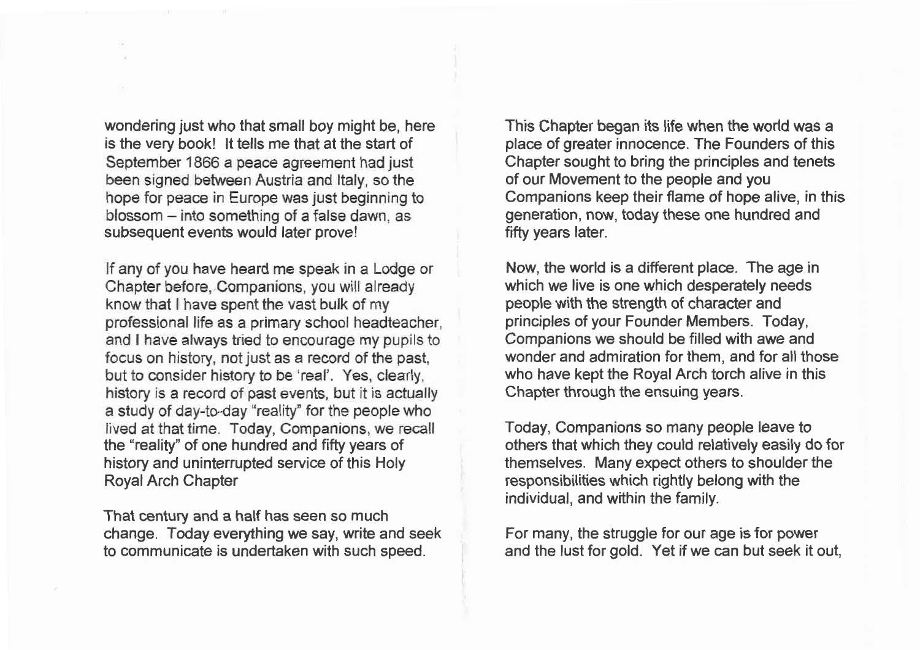wondering just who that small boy might be, here is the very book! It tells me that at the start of September 1866 a peace agreement had just been signed between Austria and Italy, so the hope for peace in Europe was just beginning to blossom – into something of a false dawn, as subsequent events would later prove!

If any of you have heard me speak in a Lodge or Chapter before, Companions, you will already know that I have spent the vast bulk of my professional life as a primary school headteacher, and I have always tried to encourage my pupils to focus on history, not just as a record of the past, but to consider history to be 'real'. Yes, clearly, history is a record of past events, but it is actually a study of day-to-day "reality" for the people who lived at that time. Today, Companions, we recall the "reality" of one hundred and fifty years of history and uninterrupted service of this Holy Royal Arch Chapter

That century and a half has seen so much change. Today everything we say, write and seek to communicate is undertaken with such speed.

This Chapter began its life when the world was a place of greater innocence. The Founders of this Chapter sought to bring the principles and tenets of our Movement to the people and you Companions keep their flame of hope alive, in this generation, now, today these one hundred and fifty years later.

Now, the world is a different place. The age in which we live is one which desperately needs people with the strength of character and principles of your Founder Members. Today, Companions we should be filled with awe and wonder and admiration for them, and for all those who have kept the Royal Arch torch alive in this Chapter through the ensuing years.

Today, Companions so many people leave to others that which they could relatively easily do for themselves. Many expect others to shoulder the responsibilities which rightly belong with the individual, and within the family.

For many, the struggle for our age is for power and the lust for gold. Yet if we can but seek it out,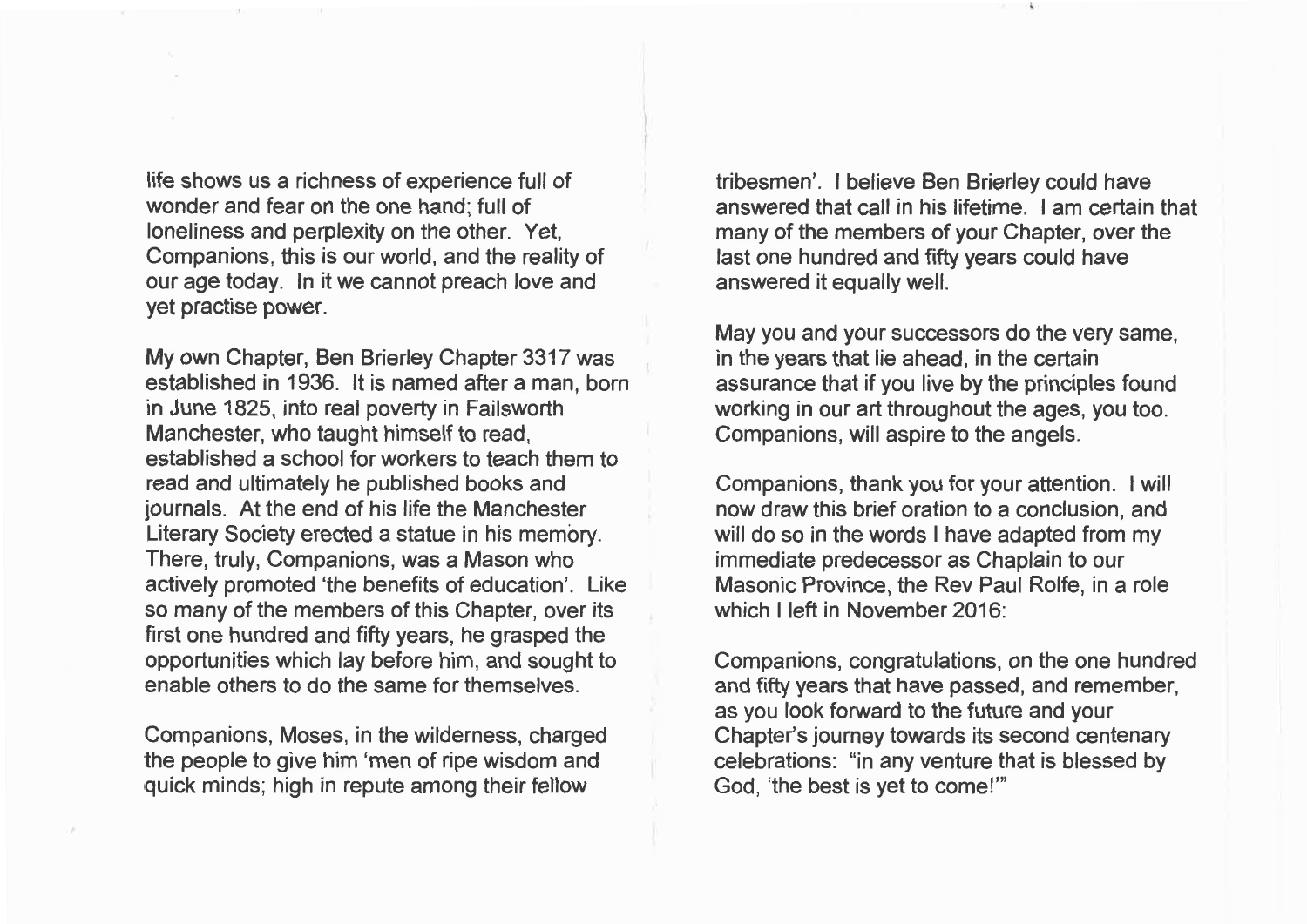life shows us a richness of experience full of wonder and fear on the one hand; full of loneliness and perplexity on the other. Yet, Companions, this is our world, and the reality of our age today. In it we cannot preach love and yet practise power.

My own Chapter, Ben Brierley Chapter 3317 was established in 1936. It is named after a man, born in June 1825, into real poverty in Failsworth Manchester, who taught himself to read, established a school for workers to teach them to read and ultimately he published books and journals. At the end of his life the Manchester Literary Society erected a statue in his memory. There, truly, Companions, was a Mason who actively promoted 'the benefits of education'. Like so many of the members of this Chapter, over its first one hundred and fifty years, he grasped the opportunities which lay before him, and sought to enable others to do the same for themselves.

Companions, Moses, in the wilderness, charged the people to give him 'men of ripe wisdom and quick minds; high in repute among their fellow tribesmen'. I believe Ben Brierley could have answered that call in his lifetime. I am certain that many of the members of your Chapter, over the last one hundred and fifty years could have answered it equally well.

May you and your successors do the very same, in the years that lie ahead, in the certain assurance that if you live by the principles found working in our art throughout the ages, you too. Companions, will aspire to the angels.

Companions, thank you for your attention. I will now draw this brief oration to a conclusion, and will do so in the words I have adapted from my immediate predecessor as Chaplain to our Masonic Province, the Rev Paul Rolfe, in a role which I left in November 2016:

Companions, congratulations, on the one hundred and fifty years that have passed, and remember, as you look forward to the future and your Chapter's journey towards its second centenary celebrations: "in any venture that is blessed by God, 'the best is yet to come!'"